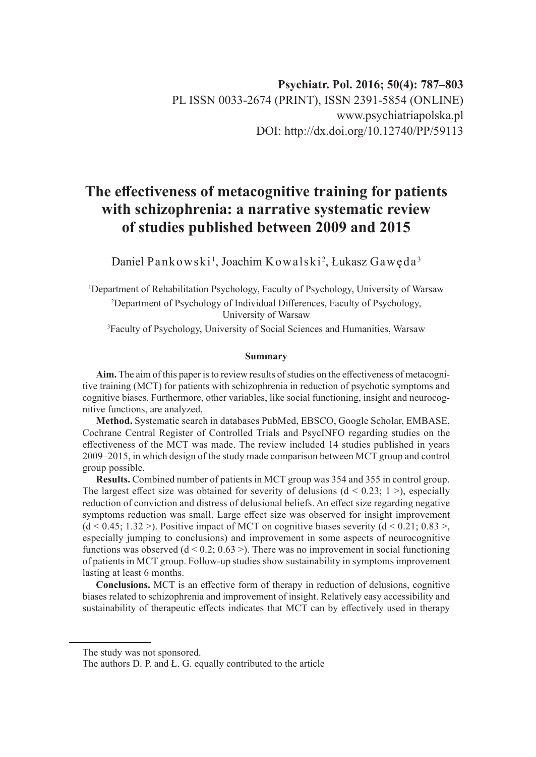**Psychiatr. Pol. 2016; 50(4): 787–803**
PL ISSN 0033-2674 (PRINT), ISSN 2391-5854 (ONLINE)
www.psychiatriapolska.pl
DOI: http://dx.doi.org/10.12740/PP/59113

# The effectiveness of metacognitive training for patients with schizophrenia: a narrative systematic review of studies published between 2009 and 2015

Daniel Pankowski[1], Joachim Kowalski[2], Łukasz Gawęda[3]

[1]Department of Rehabilitation Psychology, Faculty of Psychology, University of Warsaw
[2]Department of Psychology of Individual Differences, Faculty of Psychology, University of Warsaw
[3]Faculty of Psychology, University of Social Sciences and Humanities, Warsaw

### Summary

**Aim.** The aim of this paper is to review results of studies on the effectiveness of metacognitive training (MCT) for patients with schizophrenia in reduction of psychotic symptoms and cognitive biases. Furthermore, other variables, like social functioning, insight and neurocognitive functions, are analyzed.

**Method.** Systematic search in databases PubMed, EBSCO, Google Scholar, EMBASE, Cochrane Central Register of Controlled Trials and PsycINFO regarding studies on the effectiveness of the MCT was made. The review included 14 studies published in years 2009–2015, in which design of the study made comparison between MCT group and control group possible.

**Results.** Combined number of patients in MCT group was 354 and 355 in control group. The largest effect size was obtained for severity of delusions (d < 0.23; 1 >), especially reduction of conviction and distress of delusional beliefs. An effect size regarding negative symptoms reduction was small. Large effect size was observed for insight improvement (d < 0.45; 1.32 >). Positive impact of MCT on cognitive biases severity (d < 0.21; 0.83 >, especially jumping to conclusions) and improvement in some aspects of neurocognitive functions was observed (d < 0.2; 0.63 >). There was no improvement in social functioning of patients in MCT group. Follow-up studies show sustainability in symptoms improvement lasting at least 6 months.

**Conclusions.** MCT is an effective form of therapy in reduction of delusions, cognitive biases related to schizophrenia and improvement of insight. Relatively easy accessibility and sustainability of therapeutic effects indicates that MCT can by effectively used in therapy

The study was not sponsored.
The authors D. P. and Ł. G. equally contributed to the article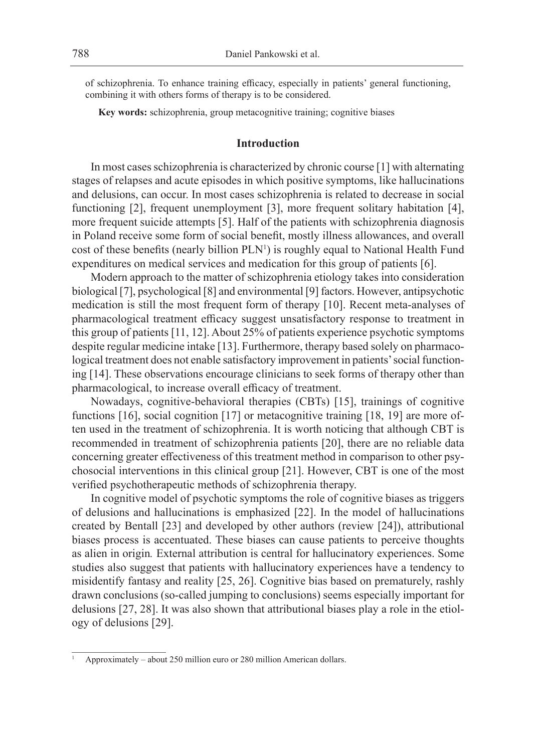of schizophrenia. To enhance training efficacy, especially in patients' general functioning, combining it with others forms of therapy is to be considered.

**Key words:** schizophrenia, group metacognitive training; cognitive biases

## Introduction

In most cases schizophrenia is characterized by chronic course [1] with alternating stages of relapses and acute episodes in which positive symptoms, like hallucinations and delusions, can occur. In most cases schizophrenia is related to decrease in social functioning [2], frequent unemployment [3], more frequent solitary habitation [4], more frequent suicide attempts [5]. Half of the patients with schizophrenia diagnosis in Poland receive some form of social benefit, mostly illness allowances, and overall cost of these benefits (nearly billion PLN[1]) is roughly equal to National Health Fund expenditures on medical services and medication for this group of patients [6].

Modern approach to the matter of schizophrenia etiology takes into consideration biological [7], psychological [8] and environmental [9] factors. However, antipsychotic medication is still the most frequent form of therapy [10]. Recent meta-analyses of pharmacological treatment efficacy suggest unsatisfactory response to treatment in this group of patients [11, 12]. About 25% of patients experience psychotic symptoms despite regular medicine intake [13]. Furthermore, therapy based solely on pharmacological treatment does not enable satisfactory improvement in patients' social functioning [14]. These observations encourage clinicians to seek forms of therapy other than pharmacological, to increase overall efficacy of treatment.

Nowadays, cognitive-behavioral therapies (CBTs) [15], trainings of cognitive functions [16], social cognition [17] or metacognitive training [18, 19] are more often used in the treatment of schizophrenia. It is worth noticing that although CBT is recommended in treatment of schizophrenia patients [20], there are no reliable data concerning greater effectiveness of this treatment method in comparison to other psychosocial interventions in this clinical group [21]. However, CBT is one of the most verified psychotherapeutic methods of schizophrenia therapy.

In cognitive model of psychotic symptoms the role of cognitive biases as triggers of delusions and hallucinations is emphasized [22]. In the model of hallucinations created by Bentall [23] and developed by other authors (review [24]), attributional biases process is accentuated. These biases can cause patients to perceive thoughts as alien in origin*.* External attribution is central for hallucinatory experiences. Some studies also suggest that patients with hallucinatory experiences have a tendency to misidentify fantasy and reality [25, 26]. Cognitive bias based on prematurely, rashly drawn conclusions (so-called jumping to conclusions) seems especially important for delusions [27, 28]. It was also shown that attributional biases play a role in the etiology of delusions [29].

---

[1] Approximately – about 250 million euro or 280 million American dollars.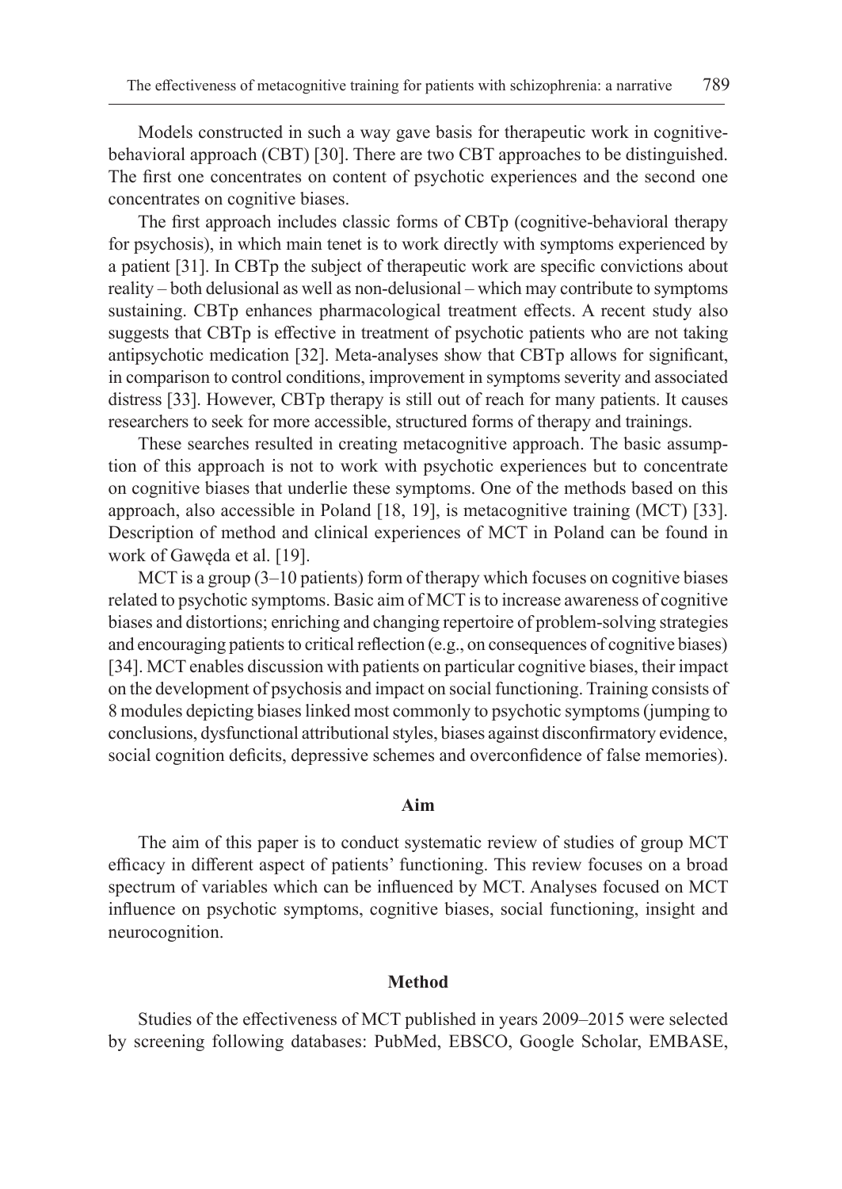Models constructed in such a way gave basis for therapeutic work in cognitive-behavioral approach (CBT) [30]. There are two CBT approaches to be distinguished. The first one concentrates on content of psychotic experiences and the second one concentrates on cognitive biases.

The first approach includes classic forms of CBTp (cognitive-behavioral therapy for psychosis), in which main tenet is to work directly with symptoms experienced by a patient [31]. In CBTp the subject of therapeutic work are specific convictions about reality – both delusional as well as non-delusional – which may contribute to symptoms sustaining. CBTp enhances pharmacological treatment effects. A recent study also suggests that CBTp is effective in treatment of psychotic patients who are not taking antipsychotic medication [32]. Meta-analyses show that CBTp allows for significant, in comparison to control conditions, improvement in symptoms severity and associated distress [33]. However, CBTp therapy is still out of reach for many patients. It causes researchers to seek for more accessible, structured forms of therapy and trainings.

These searches resulted in creating metacognitive approach. The basic assumption of this approach is not to work with psychotic experiences but to concentrate on cognitive biases that underlie these symptoms. One of the methods based on this approach, also accessible in Poland [18, 19], is metacognitive training (MCT) [33]. Description of method and clinical experiences of MCT in Poland can be found in work of Gawęda et al. [19].

MCT is a group (3–10 patients) form of therapy which focuses on cognitive biases related to psychotic symptoms. Basic aim of MCT is to increase awareness of cognitive biases and distortions; enriching and changing repertoire of problem-solving strategies and encouraging patients to critical reflection (e.g., on consequences of cognitive biases) [34]. MCT enables discussion with patients on particular cognitive biases, their impact on the development of psychosis and impact on social functioning. Training consists of 8 modules depicting biases linked most commonly to psychotic symptoms (jumping to conclusions, dysfunctional attributional styles, biases against disconfirmatory evidence, social cognition deficits, depressive schemes and overconfidence of false memories).

## Aim

The aim of this paper is to conduct systematic review of studies of group MCT efficacy in different aspect of patients' functioning. This review focuses on a broad spectrum of variables which can be influenced by MCT. Analyses focused on MCT influence on psychotic symptoms, cognitive biases, social functioning, insight and neurocognition.

## Method

Studies of the effectiveness of MCT published in years 2009–2015 were selected by screening following databases: PubMed, EBSCO, Google Scholar, EMBASE,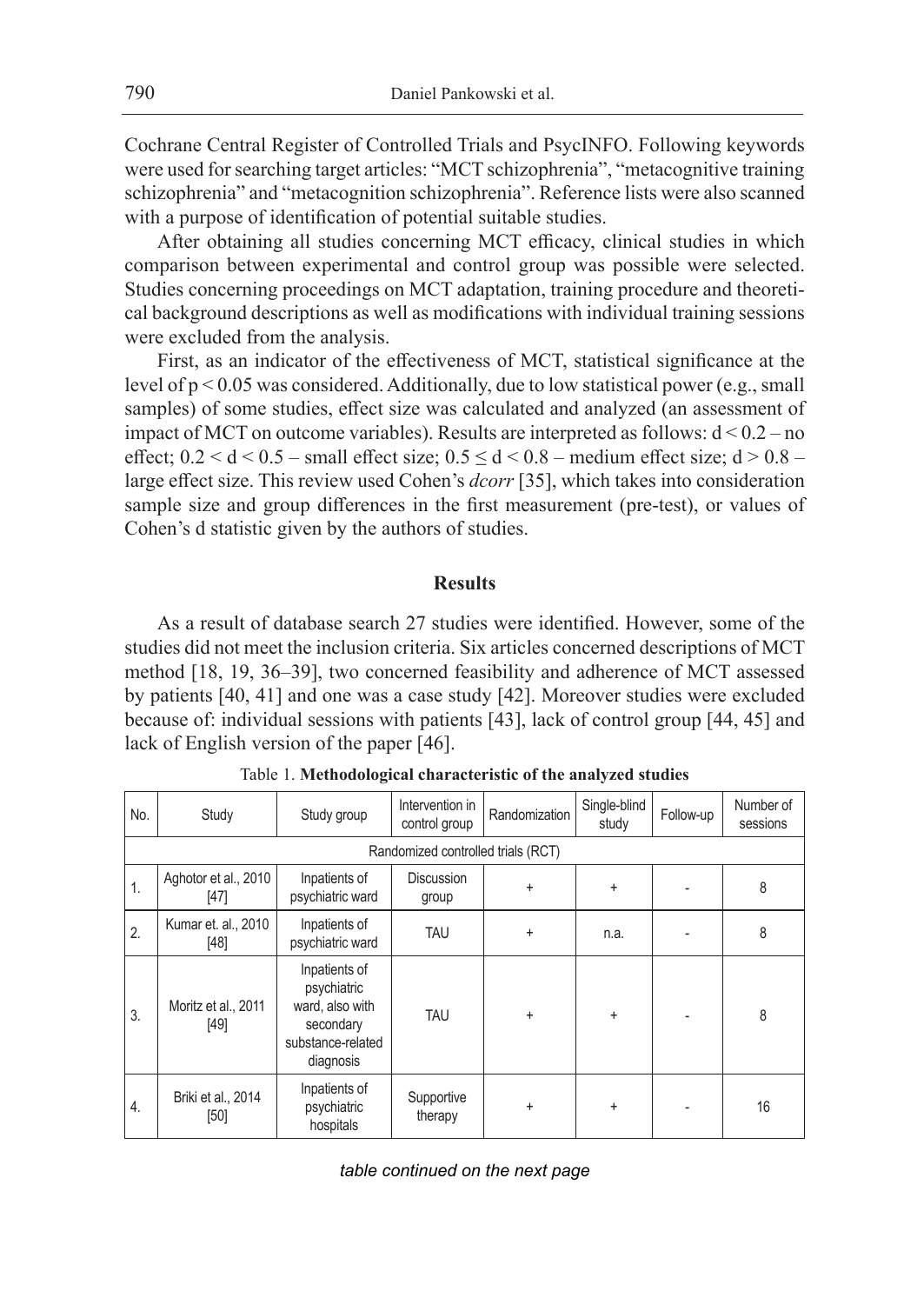Cochrane Central Register of Controlled Trials and PsycINFO. Following keywords were used for searching target articles: "MCT schizophrenia", "metacognitive training schizophrenia" and "metacognition schizophrenia". Reference lists were also scanned with a purpose of identification of potential suitable studies.

After obtaining all studies concerning MCT efficacy, clinical studies in which comparison between experimental and control group was possible were selected. Studies concerning proceedings on MCT adaptation, training procedure and theoretical background descriptions as well as modifications with individual training sessions were excluded from the analysis.

First, as an indicator of the effectiveness of MCT, statistical significance at the level of $p < 0.05$ was considered. Additionally, due to low statistical power (e.g., small samples) of some studies, effect size was calculated and analyzed (an assessment of impact of MCT on outcome variables). Results are interpreted as follows: $d < 0.2$ – no effect; $0.2 < d < 0.5$ – small effect size; $0.5 \leq d < 0.8$ – medium effect size; $d > 0.8$ – large effect size. This review used Cohen's *dcorr* [35], which takes into consideration sample size and group differences in the first measurement (pre-test), or values of Cohen's d statistic given by the authors of studies.

## Results

As a result of database search 27 studies were identified. However, some of the studies did not meet the inclusion criteria. Six articles concerned descriptions of MCT method [18, 19, 36–39], two concerned feasibility and adherence of MCT assessed by patients [40, 41] and one was a case study [42]. Moreover studies were excluded because of: individual sessions with patients [43], lack of control group [44, 45] and lack of English version of the paper [46].

Table 1. **Methodological characteristic of the analyzed studies**

| No. | Study | Study group | Intervention in control group | Randomization | Single-blind study | Follow-up | Number of sessions |
|---|---|---|---|---|---|---|---|
| Randomized controlled trials (RCT) | | | | | | | |
| 1. | Aghotor et al., 2010 [47] | Inpatients of psychiatric ward | Discussion group | + | + | - | 8 |
| 2. | Kumar et. al., 2010 [48] | Inpatients of psychiatric ward | TAU | + | n.a. | - | 8 |
| 3. | Moritz et al., 2011 [49] | Inpatients of psychiatric ward, also with secondary substance-related diagnosis | TAU | + | + | - | 8 |
| 4. | Briki et al., 2014 [50] | Inpatients of psychiatric hospitals | Supportive therapy | + | + | - | 16 |

*table continued on the next page*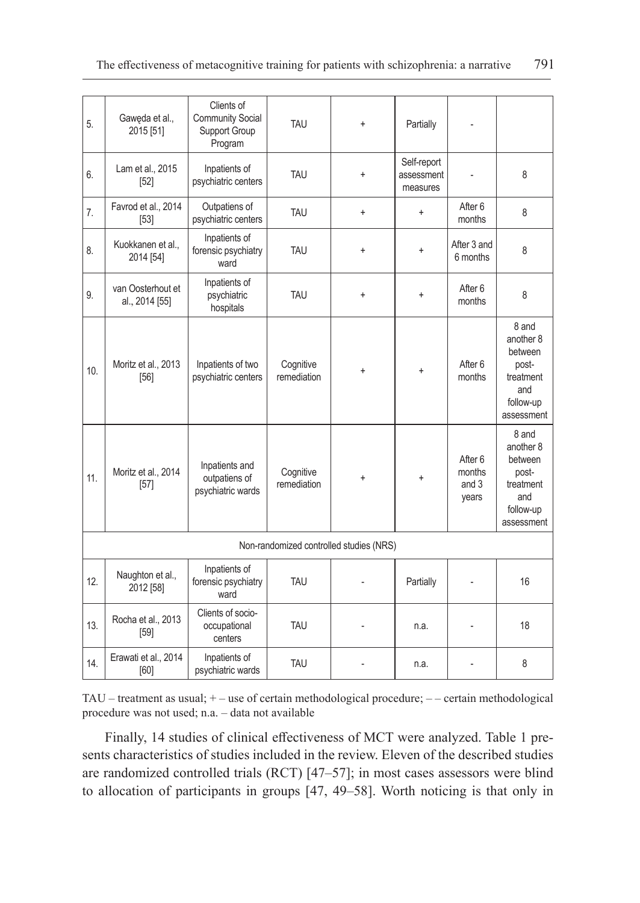| 5. | Gawęda et al., 2015 [51] | Clients of Community Social Support Group Program | TAU | + | Partially | - | |
|---|---|---|---|---|---|---|---|
| 6. | Lam et al., 2015 [52] | Inpatients of psychiatric centers | TAU | + | Self-report assessment measures | - | 8 |
| 7. | Favrod et al., 2014 [53] | Outpatiens of psychiatric centers | TAU | + | + | After 6 months | 8 |
| 8. | Kuokkanen et al., 2014 [54] | Inpatients of forensic psychiatry ward | TAU | + | + | After 3 and 6 months | 8 |
| 9. | van Oosterhout et al., 2014 [55] | Inpatients of psychiatric hospitals | TAU | + | + | After 6 months | 8 |
| 10. | Moritz et al., 2013 [56] | Inpatients of two psychiatric centers | Cognitive remediation | + | + | After 6 months | 8 and another 8 between post-treatment and follow-up assessment |
| 11. | Moritz et al., 2014 [57] | Inpatients and outpatiens of psychiatric wards | Cognitive remediation | + | + | After 6 months and 3 years | 8 and another 8 between post-treatment and follow-up assessment |
| | | | Non-randomized controlled studies (NRS) | | | | |
| 12. | Naughton et al., 2012 [58] | Inpatients of forensic psychiatry ward | TAU | - | Partially | - | 16 |
| 13. | Rocha et al., 2013 [59] | Clients of socio-occupational centers | TAU | - | n.a. | - | 18 |
| 14. | Erawati et al., 2014 [60] | Inpatients of psychiatric wards | TAU | - | n.a. | - | 8 |

TAU – treatment as usual; + – use of certain methodological procedure; – – certain methodological procedure was not used; n.a. – data not available

Finally, 14 studies of clinical effectiveness of MCT were analyzed. Table 1 presents characteristics of studies included in the review. Eleven of the described studies are randomized controlled trials (RCT) [47–57]; in most cases assessors were blind to allocation of participants in groups [47, 49–58]. Worth noticing is that only in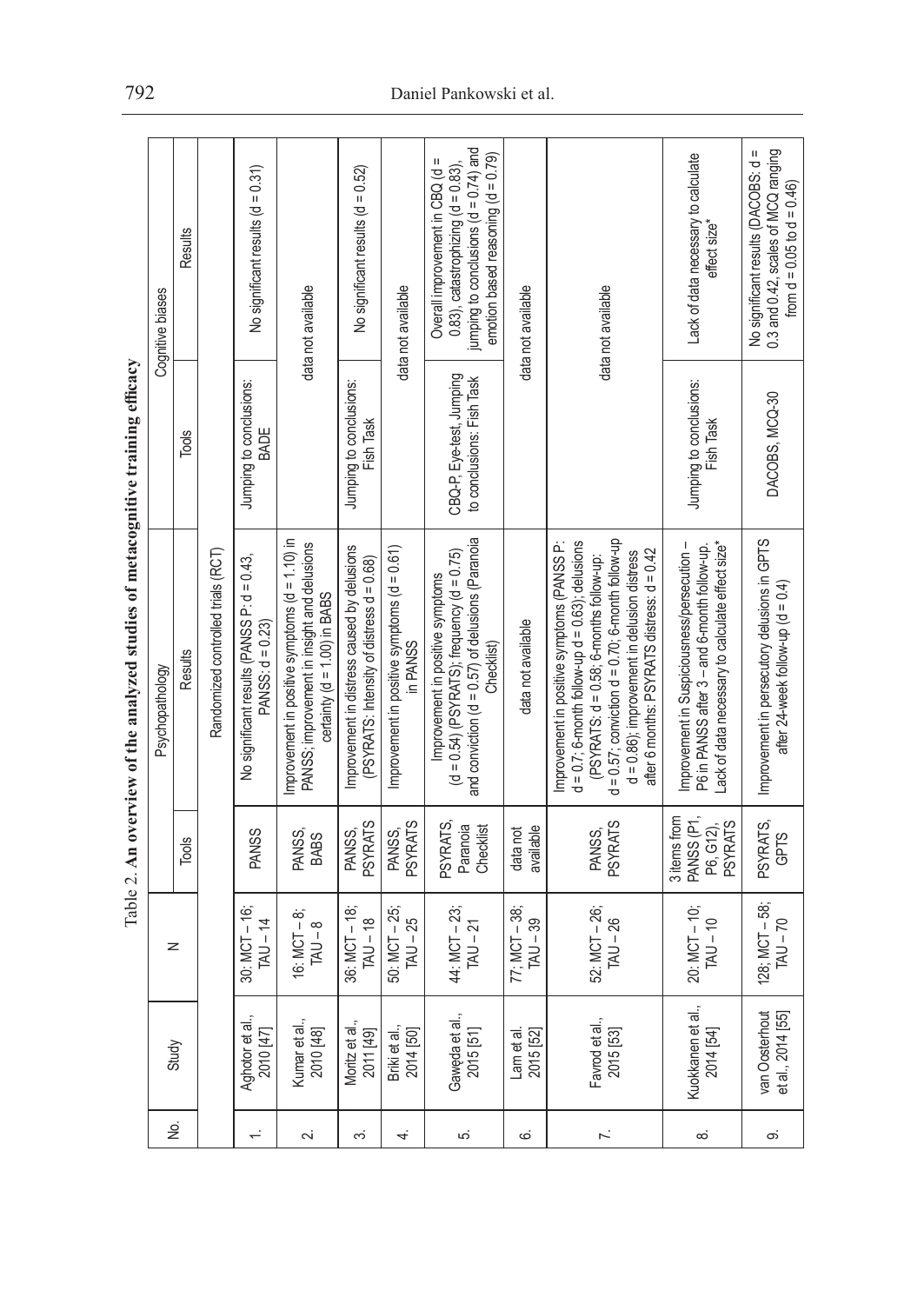Table 2. **An overview of the analyzed studies of metacognitive training efficacy**

| No. | Study | N | Psychopathology | | Cognitive biases | |
|---|---|---|---|---|---|---|
| | | | Tools | Results | Tools | Results |
| | | | | Randomized controlled trials (RCT) | | |
| 1. | Aghotor et al., 2010 [47] | 30: MCT – 16; TAU – 14 | PANSS | No significant results (PANSS P: d = 0.43, PANSS: d = 0.23) | Jumping to conclusions: BADE | No significant results (d = 0.31) |
| 2. | Kumar et al., 2010 [48] | 16: MCT – 8; TAU – 8 | PANSS, BABS | Improvement in positive symptoms (d = 1.10) in PANSS; improvement in insight and delusions certainty (d = 1.00) in BABS | data not available | |
| 3. | Moritz et al., 2011 [49] | 36: MCT – 18; TAU – 18 | PANSS, PSYRATS | Improvement in distress caused by delusions (PSYRATS: Intensity of distress d = 0.68) | Jumping to conclusions: Fish Task | No significant results (d = 0.52) |
| 4. | Briki et al., 2014 [50] | 50: MCT – 25; TAU – 25 | PANSS, PSYRATS | Improvement in positive symptoms (d = 0.61) in PANSS | data not available | |
| 5. | Gawęda et al., 2015 [51] | 44: MCT – 23; TAU – 21 | PSYRATS, Paranoia Checklist | Improvement in positive symptoms (d = 0.54) (PSYRATS); frequency (d = 0.75) and conviction (d = 0.57) of delusions (Paranoia Checklist) | CBQ-P, Eye-test, Jumping to conclusions: Fish Task | Overall improvement in CBQ (d = 0.83), catastrophizing (d = 0.83), jumping to conclusions (d = 0.74) and emotion based reasoning (d = 0.79) |
| 6. | Lam et al. 2015 [52] | 77; MCT – 38; TAU – 39 | data not available | data not available | data not available | |
| 7. | Favrod et al., 2015 [53] | 52: MCT – 26; TAU – 26 | PANSS, PSYRATS | Improvement in positive symptoms (PANSS P: d = 0.7; 6-month follow-up d = 0.63); delusions (PSYRATS: d = 0.58; 6-months follow-up: d = 0.57; conviction d = 0.70; 6-month follow-up d = 0.86); improvement in delusion distress after 6 months: PSYRATS distress: d = 0.42 | data not available | |
| 8. | Kuokkanen et al., 2014 [54] | 20: MCT – 10; TAU – 10 | 3 items from PANSS (P1, P6, G12), PSYRATS | Improvement in Suspiciousness/persecution – P6 in PANSS after 3 – and 6-month follow-up. Lack of data necessary to calculate effect size* | Jumping to conclusions: Fish Task | Lack of data necessary to calculate effect size* |
| 9. | van Oosterhout et al., 2014 [55] | 128; MCT – 58; TAU – 70 | PSYRATS, GPTS | Improvement in persecutory delusions in GPTS after 24-week follow-up (d = 0.4) | DACOBS, MCQ-30 | No significant results (DACOBS: d = 0.3 and 0.42, scales of MCQ ranging from d = 0.05 to d = 0.46) |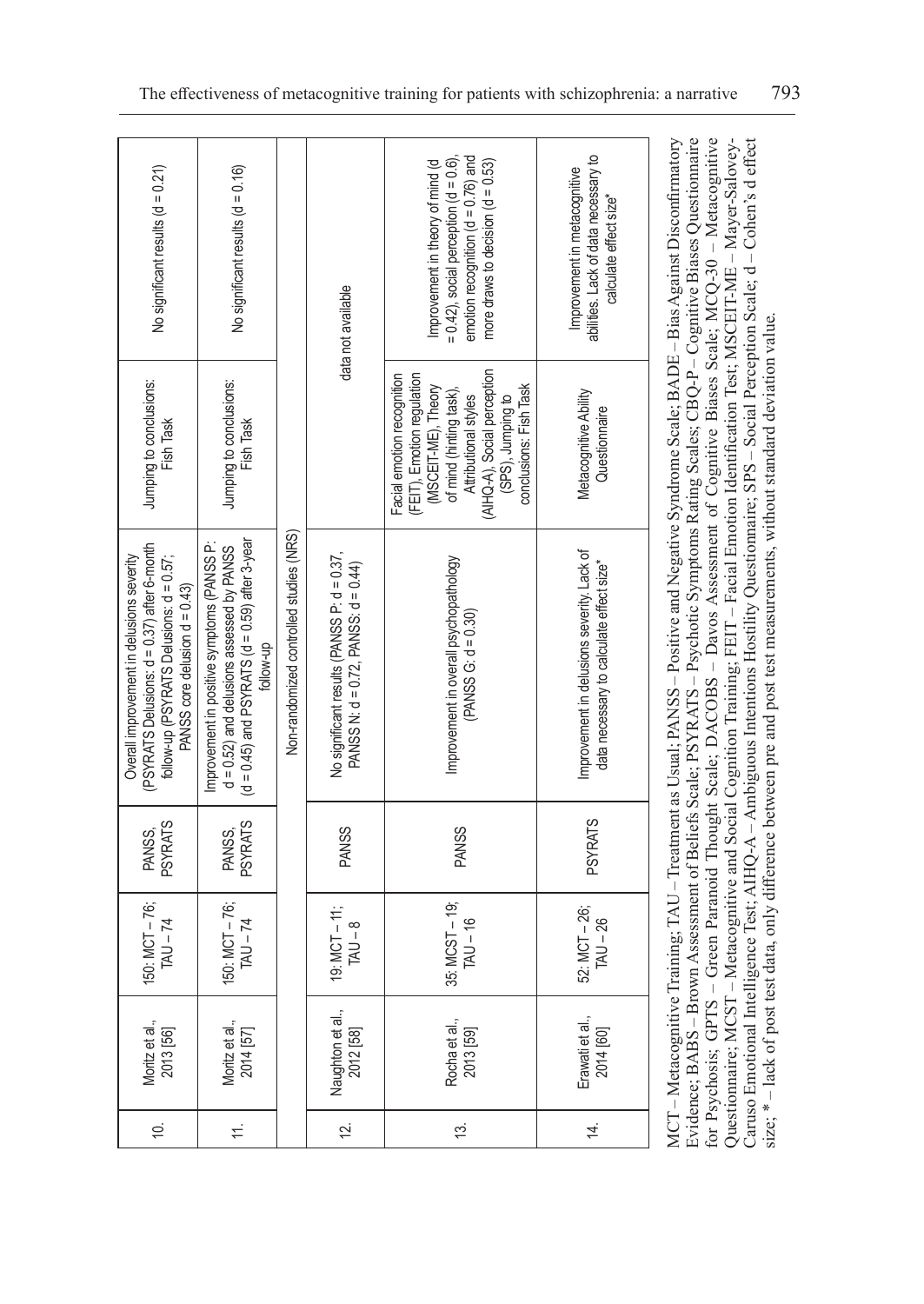| 10. | Moritz et al., 2013 [56] | 150: MCT – 76; TAU – 74 | PANSS, PSYRATS | Overall improvement in delusions severity (PSYRATS Delusions: d = 0.37) after 6-month follow-up (PSYRATS Delusions: d = 0.57; PANSS core delusion d = 0.43) | Jumping to conclusions: Fish Task | No significant results (d = 0.21) |
|---|---|---|---|---|---|---|
| 11. | Moritz et al., 2014 [57] | 150: MCT – 76; TAU – 74 | PANSS, PSYRATS | Improvement in positive symptoms (PANSS P: d = 0.52) and delusions assessed by PANSS (d = 0.45) and PSYRATS (d = 0.59) after 3-year follow-up | Jumping to conclusions: Fish Task | No significant results (d = 0.16) |
| | | | | Non-randomized controlled studies (NRS) | | |
| 12. | Naughton et al., 2012 [58] | 19: MCT – 11; TAU – 8 | PANSS | No significant results (PANSS P: d = 0.37, PANSS N: d = 0.72, PANSS: d = 0.44) | data not available | |
| 13. | Rocha et al., 2013 [59] | 35: MCST – 19; TAU – 16 | PANSS | Improvement in overall psychopathology (PANSS G: d = 0.30) | Facial emotion recognition (FEIT), Emotion regulation (MSCEIT-ME), Theory of mind (hinting task), Attributional styles (AIHQ-A), Social perception (SPS), Jumping to conclusions: Fish Task | Improvement in theory of mind (d = 0.42), social perception (d = 0.6), emotion recognition (d = 0.76) and more draws to decision (d = 0.53) |
| 14. | Erawati et al., 2014 [60] | 52: MCT – 26; TAU – 26 | PSYRATS | Improvement in delusions severity. Lack of data necessary to calculate effect size* | Metacognitive Ability Questionnaire | Improvement in metacognitive abilities. Lack of data necessary to calculate effect size* |

MCT – Metacognitive Training; TAU – Treatment as Usual; PANSS – Positive and Negative Syndrome Scale; BADE – Bias Against Disconfirmatory Evidence; BABS – Brown Assessment of Beliefs Scale; PSYRATS – Psychotic Symptoms Rating Scales; CBQ-P – Cognitive Biases Questionnaire for Psychosis; GPTS – Green Paranoid Thought Scale; DACOBS – Davos Assessment of Cognitive Biases Scale; MCQ-30 – Metacognitive Questionnaire; MCST – Metacognitive and Social Cognition Training; FEIT – Facial Emotion Identification Test; MSCEIT-ME – Mayer-Salovey-Caruso Emotional Intelligence Test; AIHQ-A – Ambiguous Intentions Hostility Questionnaire; SPS – Social Perception Scale; d – Cohen's d effect size; * – lack of post test data, only difference between pre and post test measurements, without standard deviation value.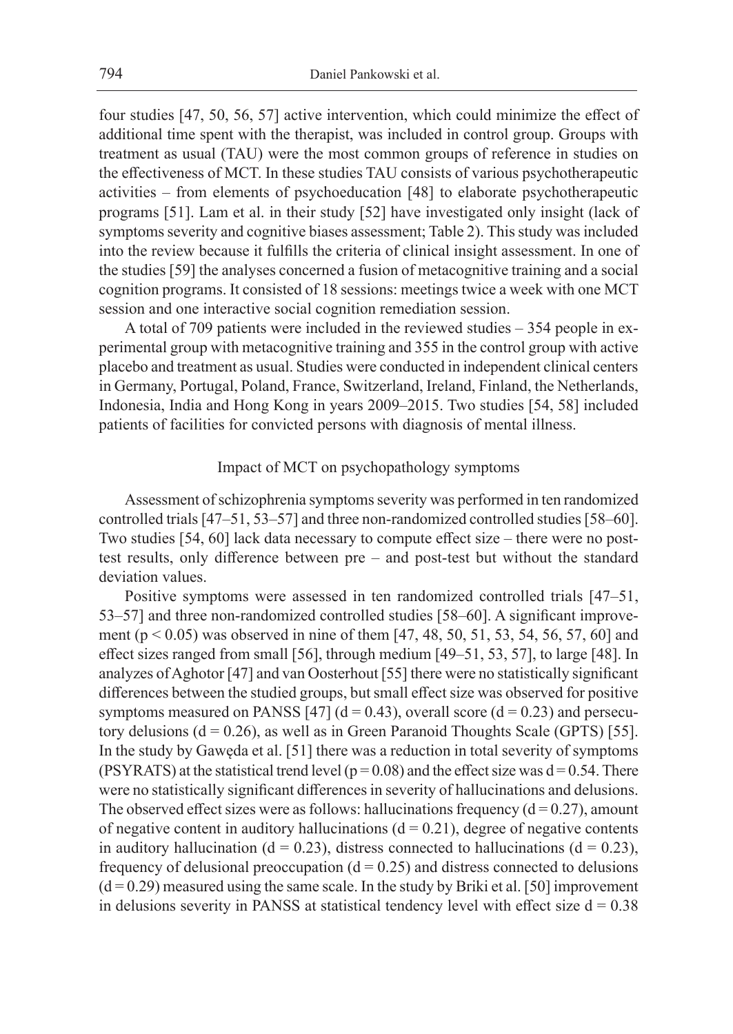four studies [47, 50, 56, 57] active intervention, which could minimize the effect of additional time spent with the therapist, was included in control group. Groups with treatment as usual (TAU) were the most common groups of reference in studies on the effectiveness of MCT. In these studies TAU consists of various psychotherapeutic activities – from elements of psychoeducation [48] to elaborate psychotherapeutic programs [51]. Lam et al. in their study [52] have investigated only insight (lack of symptoms severity and cognitive biases assessment; Table 2). This study was included into the review because it fulfills the criteria of clinical insight assessment. In one of the studies [59] the analyses concerned a fusion of metacognitive training and a social cognition programs. It consisted of 18 sessions: meetings twice a week with one MCT session and one interactive social cognition remediation session.

A total of 709 patients were included in the reviewed studies – 354 people in experimental group with metacognitive training and 355 in the control group with active placebo and treatment as usual. Studies were conducted in independent clinical centers in Germany, Portugal, Poland, France, Switzerland, Ireland, Finland, the Netherlands, Indonesia, India and Hong Kong in years 2009–2015. Two studies [54, 58] included patients of facilities for convicted persons with diagnosis of mental illness.

### Impact of MCT on psychopathology symptoms

Assessment of schizophrenia symptoms severity was performed in ten randomized controlled trials [47–51, 53–57] and three non-randomized controlled studies [58–60]. Two studies [54, 60] lack data necessary to compute effect size – there were no post-test results, only difference between pre – and post-test but without the standard deviation values.

Positive symptoms were assessed in ten randomized controlled trials [47–51, 53–57] and three non-randomized controlled studies [58–60]. A significant improvement ($p < 0.05$) was observed in nine of them [47, 48, 50, 51, 53, 54, 56, 57, 60] and effect sizes ranged from small [56], through medium [49–51, 53, 57], to large [48]. In analyzes of Aghotor [47] and van Oosterhout [55] there were no statistically significant differences between the studied groups, but small effect size was observed for positive symptoms measured on PANSS [47] ($d = 0.43$), overall score ($d = 0.23$) and persecutory delusions ($d = 0.26$), as well as in Green Paranoid Thoughts Scale (GPTS) [55]. In the study by Gawęda et al. [51] there was a reduction in total severity of symptoms (PSYRATS) at the statistical trend level ($p = 0.08$) and the effect size was $d = 0.54$. There were no statistically significant differences in severity of hallucinations and delusions. The observed effect sizes were as follows: hallucinations frequency ($d = 0.27$), amount of negative content in auditory hallucinations ($d = 0.21$), degree of negative contents in auditory hallucination ($d = 0.23$), distress connected to hallucinations ($d = 0.23$), frequency of delusional preoccupation ($d = 0.25$) and distress connected to delusions ($d = 0.29$) measured using the same scale. In the study by Briki et al. [50] improvement in delusions severity in PANSS at statistical tendency level with effect size $d = 0.38$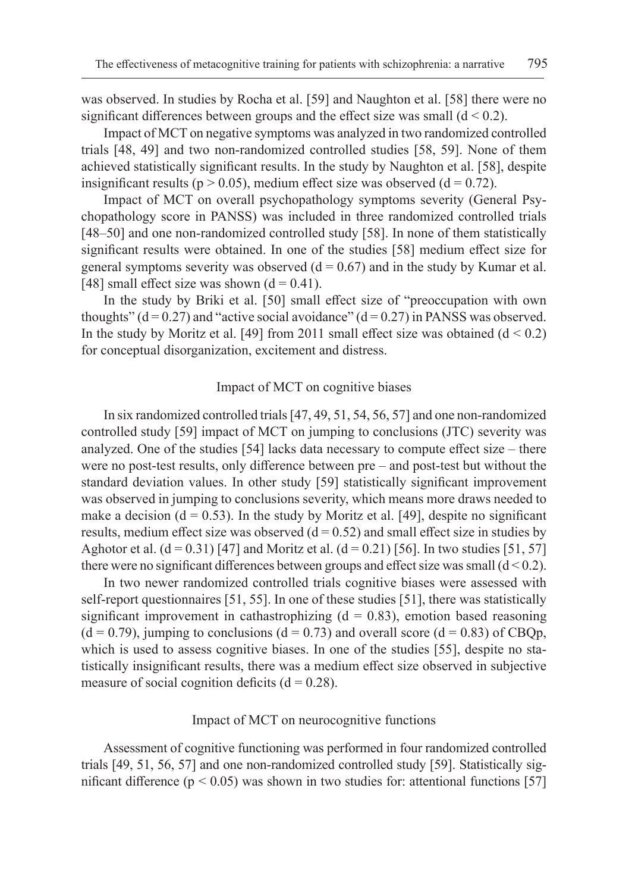was observed. In studies by Rocha et al. [59] and Naughton et al. [58] there were no significant differences between groups and the effect size was small ($d < 0.2$).

Impact of MCT on negative symptoms was analyzed in two randomized controlled trials [48, 49] and two non-randomized controlled studies [58, 59]. None of them achieved statistically significant results. In the study by Naughton et al. [58], despite insignificant results ($p > 0.05$), medium effect size was observed ($d = 0.72$).

Impact of MCT on overall psychopathology symptoms severity (General Psychopathology score in PANSS) was included in three randomized controlled trials [48–50] and one non-randomized controlled study [58]. In none of them statistically significant results were obtained. In one of the studies [58] medium effect size for general symptoms severity was observed ($d = 0.67$) and in the study by Kumar et al. [48] small effect size was shown ($d = 0.41$).

In the study by Briki et al. [50] small effect size of "preoccupation with own thoughts" ($d = 0.27$) and "active social avoidance" ($d = 0.27$) in PANSS was observed. In the study by Moritz et al. [49] from 2011 small effect size was obtained ($d < 0.2$) for conceptual disorganization, excitement and distress.

### Impact of MCT on cognitive biases

In six randomized controlled trials [47, 49, 51, 54, 56, 57] and one non-randomized controlled study [59] impact of MCT on jumping to conclusions (JTC) severity was analyzed. One of the studies [54] lacks data necessary to compute effect size – there were no post-test results, only difference between pre – and post-test but without the standard deviation values. In other study [59] statistically significant improvement was observed in jumping to conclusions severity, which means more draws needed to make a decision ($d = 0.53$). In the study by Moritz et al. [49], despite no significant results, medium effect size was observed ($d = 0.52$) and small effect size in studies by Aghotor et al. ($d = 0.31$) [47] and Moritz et al. ($d = 0.21$) [56]. In two studies [51, 57] there were no significant differences between groups and effect size was small ($d < 0.2$).

In two newer randomized controlled trials cognitive biases were assessed with self-report questionnaires [51, 55]. In one of these studies [51], there was statistically significant improvement in cathastrophizing ($d = 0.83$), emotion based reasoning ($d = 0.79$), jumping to conclusions ($d = 0.73$) and overall score ($d = 0.83$) of CBQp, which is used to assess cognitive biases. In one of the studies [55], despite no statistically insignificant results, there was a medium effect size observed in subjective measure of social cognition deficits ($d = 0.28$).

### Impact of MCT on neurocognitive functions

Assessment of cognitive functioning was performed in four randomized controlled trials [49, 51, 56, 57] and one non-randomized controlled study [59]. Statistically significant difference ($p < 0.05$) was shown in two studies for: attentional functions [57]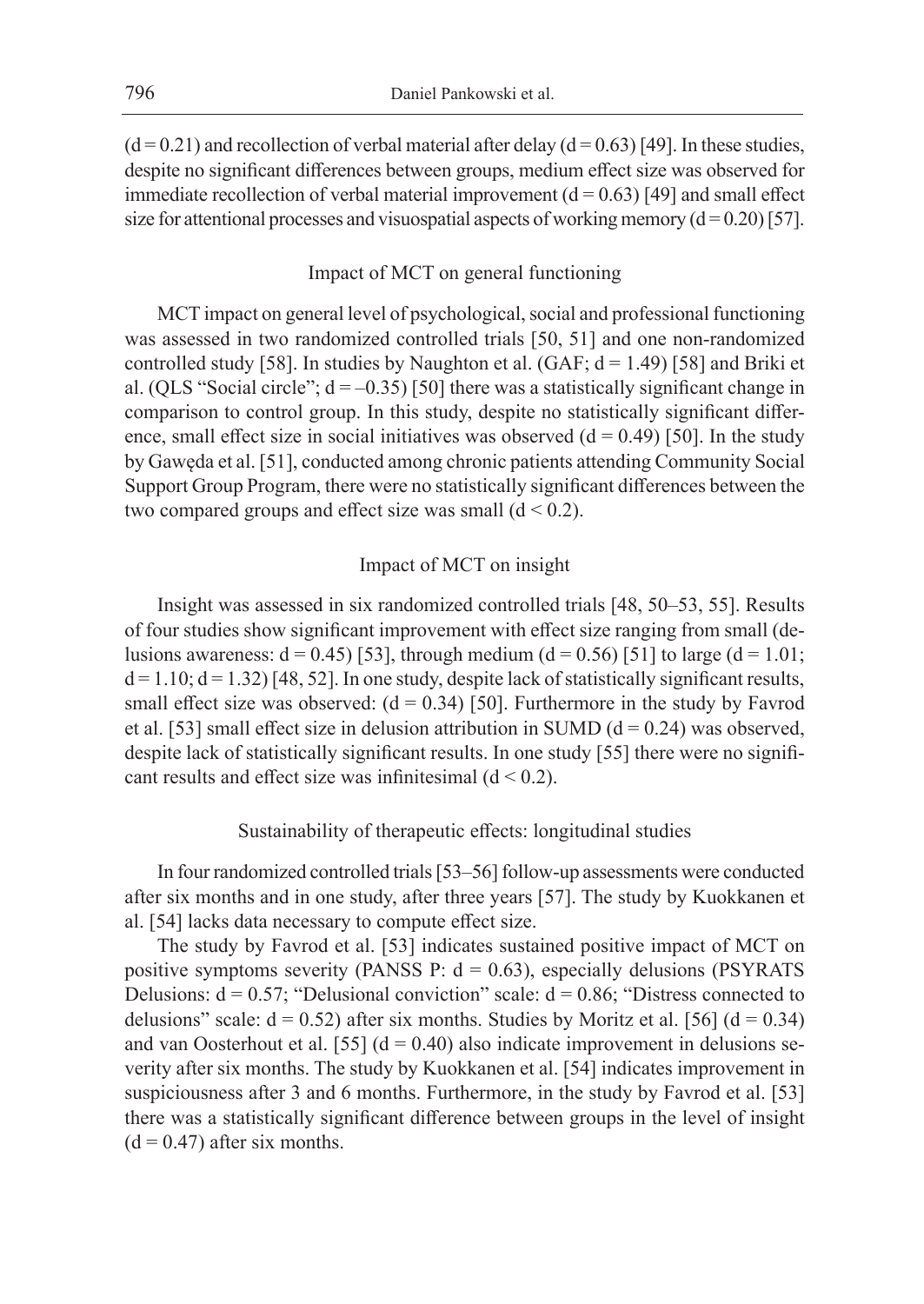($d = 0.21$) and recollection of verbal material after delay ($d = 0.63$) [49]. In these studies, despite no significant differences between groups, medium effect size was observed for immediate recollection of verbal material improvement ($d = 0.63$) [49] and small effect size for attentional processes and visuospatial aspects of working memory ($d = 0.20$) [57].

### Impact of MCT on general functioning

MCT impact on general level of psychological, social and professional functioning was assessed in two randomized controlled trials [50, 51] and one non-randomized controlled study [58]. In studies by Naughton et al. (GAF; $d = 1.49$) [58] and Briki et al. (QLS "Social circle"; $d = -0.35$) [50] there was a statistically significant change in comparison to control group. In this study, despite no statistically significant difference, small effect size in social initiatives was observed ($d = 0.49$) [50]. In the study by Gawęda et al. [51], conducted among chronic patients attending Community Social Support Group Program, there were no statistically significant differences between the two compared groups and effect size was small ($d < 0.2$).

### Impact of MCT on insight

Insight was assessed in six randomized controlled trials [48, 50–53, 55]. Results of four studies show significant improvement with effect size ranging from small (delusions awareness: $d = 0.45$) [53], through medium ($d = 0.56$) [51] to large ($d = 1.01$; $d = 1.10$; $d = 1.32$) [48, 52]. In one study, despite lack of statistically significant results, small effect size was observed: ($d = 0.34$) [50]. Furthermore in the study by Favrod et al. [53] small effect size in delusion attribution in SUMD ($d = 0.24$) was observed, despite lack of statistically significant results. In one study [55] there were no significant results and effect size was infinitesimal ($d < 0.2$).

### Sustainability of therapeutic effects: longitudinal studies

In four randomized controlled trials [53–56] follow-up assessments were conducted after six months and in one study, after three years [57]. The study by Kuokkanen et al. [54] lacks data necessary to compute effect size.

The study by Favrod et al. [53] indicates sustained positive impact of MCT on positive symptoms severity (PANSS P: $d = 0.63$), especially delusions (PSYRATS Delusions: $d = 0.57$; "Delusional conviction" scale: $d = 0.86$; "Distress connected to delusions" scale: $d = 0.52$) after six months. Studies by Moritz et al. [56] ($d = 0.34$) and van Oosterhout et al. [55] ($d = 0.40$) also indicate improvement in delusions severity after six months. The study by Kuokkanen et al. [54] indicates improvement in suspiciousness after 3 and 6 months. Furthermore, in the study by Favrod et al. [53] there was a statistically significant difference between groups in the level of insight ($d = 0.47$) after six months.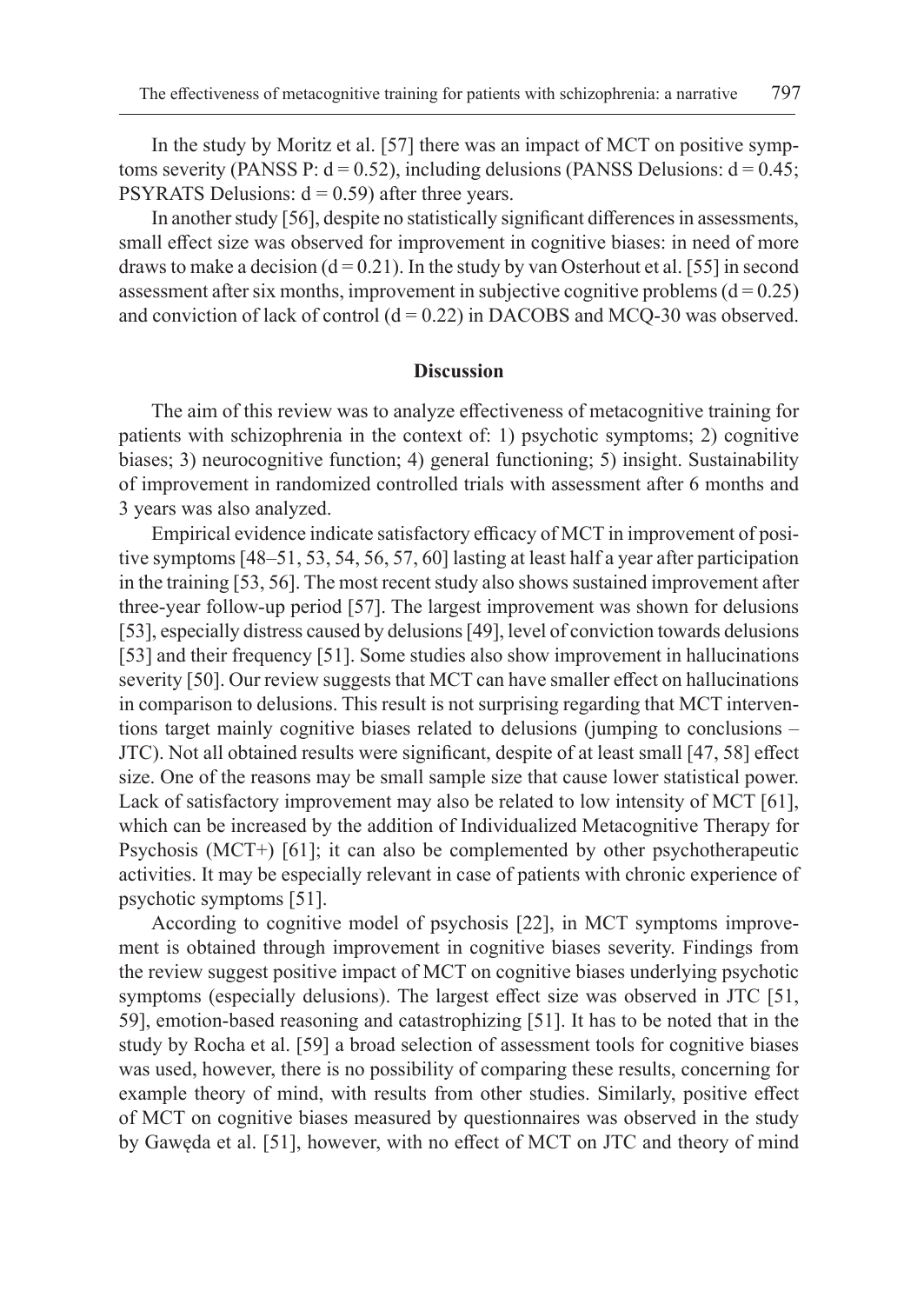In the study by Moritz et al. [57] there was an impact of MCT on positive symptoms severity (PANSS P: $d = 0.52$), including delusions (PANSS Delusions: $d = 0.45$; PSYRATS Delusions: $d = 0.59$) after three years.

In another study [56], despite no statistically significant differences in assessments, small effect size was observed for improvement in cognitive biases: in need of more draws to make a decision ($d = 0.21$). In the study by van Osterhout et al. [55] in second assessment after six months, improvement in subjective cognitive problems ($d = 0.25$) and conviction of lack of control ($d = 0.22$) in DACOBS and MCQ-30 was observed.

## Discussion

The aim of this review was to analyze effectiveness of metacognitive training for patients with schizophrenia in the context of: 1) psychotic symptoms; 2) cognitive biases; 3) neurocognitive function; 4) general functioning; 5) insight. Sustainability of improvement in randomized controlled trials with assessment after 6 months and 3 years was also analyzed.

Empirical evidence indicate satisfactory efficacy of MCT in improvement of positive symptoms [48–51, 53, 54, 56, 57, 60] lasting at least half a year after participation in the training [53, 56]. The most recent study also shows sustained improvement after three-year follow-up period [57]. The largest improvement was shown for delusions [53], especially distress caused by delusions [49], level of conviction towards delusions [53] and their frequency [51]. Some studies also show improvement in hallucinations severity [50]. Our review suggests that MCT can have smaller effect on hallucinations in comparison to delusions. This result is not surprising regarding that MCT interventions target mainly cognitive biases related to delusions (jumping to conclusions – JTC). Not all obtained results were significant, despite of at least small [47, 58] effect size. One of the reasons may be small sample size that cause lower statistical power. Lack of satisfactory improvement may also be related to low intensity of MCT [61], which can be increased by the addition of Individualized Metacognitive Therapy for Psychosis (MCT+) [61]; it can also be complemented by other psychotherapeutic activities. It may be especially relevant in case of patients with chronic experience of psychotic symptoms [51].

According to cognitive model of psychosis [22], in MCT symptoms improvement is obtained through improvement in cognitive biases severity. Findings from the review suggest positive impact of MCT on cognitive biases underlying psychotic symptoms (especially delusions). The largest effect size was observed in JTC [51, 59], emotion-based reasoning and catastrophizing [51]. It has to be noted that in the study by Rocha et al. [59] a broad selection of assessment tools for cognitive biases was used, however, there is no possibility of comparing these results, concerning for example theory of mind, with results from other studies. Similarly, positive effect of MCT on cognitive biases measured by questionnaires was observed in the study by Gawęda et al. [51], however, with no effect of MCT on JTC and theory of mind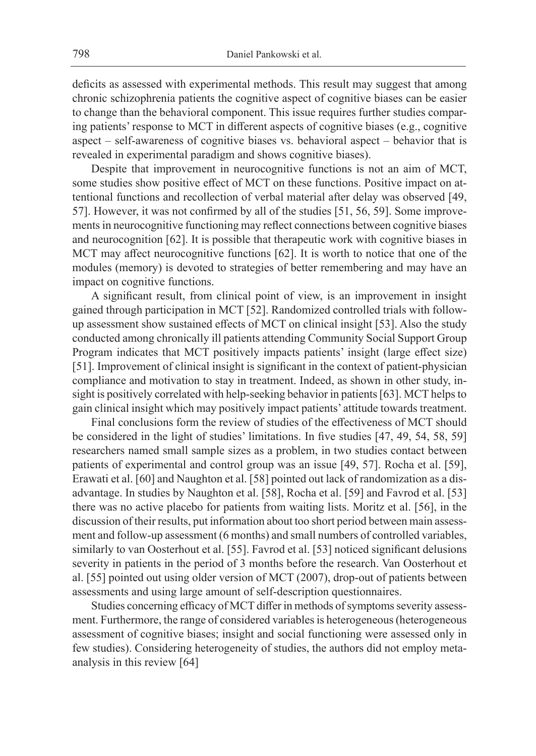deficits as assessed with experimental methods. This result may suggest that among chronic schizophrenia patients the cognitive aspect of cognitive biases can be easier to change than the behavioral component. This issue requires further studies comparing patients' response to MCT in different aspects of cognitive biases (e.g., cognitive aspect – self-awareness of cognitive biases vs. behavioral aspect – behavior that is revealed in experimental paradigm and shows cognitive biases).

Despite that improvement in neurocognitive functions is not an aim of MCT, some studies show positive effect of MCT on these functions. Positive impact on attentional functions and recollection of verbal material after delay was observed [49, 57]. However, it was not confirmed by all of the studies [51, 56, 59]. Some improvements in neurocognitive functioning may reflect connections between cognitive biases and neurocognition [62]. It is possible that therapeutic work with cognitive biases in MCT may affect neurocognitive functions [62]. It is worth to notice that one of the modules (memory) is devoted to strategies of better remembering and may have an impact on cognitive functions.

A significant result, from clinical point of view, is an improvement in insight gained through participation in MCT [52]. Randomized controlled trials with follow-up assessment show sustained effects of MCT on clinical insight [53]. Also the study conducted among chronically ill patients attending Community Social Support Group Program indicates that MCT positively impacts patients' insight (large effect size) [51]. Improvement of clinical insight is significant in the context of patient-physician compliance and motivation to stay in treatment. Indeed, as shown in other study, insight is positively correlated with help-seeking behavior in patients [63]. MCT helps to gain clinical insight which may positively impact patients' attitude towards treatment.

Final conclusions form the review of studies of the effectiveness of MCT should be considered in the light of studies' limitations. In five studies [47, 49, 54, 58, 59] researchers named small sample sizes as a problem, in two studies contact between patients of experimental and control group was an issue [49, 57]. Rocha et al. [59], Erawati et al. [60] and Naughton et al. [58] pointed out lack of randomization as a disadvantage. In studies by Naughton et al. [58], Rocha et al. [59] and Favrod et al. [53] there was no active placebo for patients from waiting lists. Moritz et al. [56], in the discussion of their results, put information about too short period between main assessment and follow-up assessment (6 months) and small numbers of controlled variables, similarly to van Oosterhout et al. [55]. Favrod et al. [53] noticed significant delusions severity in patients in the period of 3 months before the research. Van Oosterhout et al. [55] pointed out using older version of MCT (2007), drop-out of patients between assessments and using large amount of self-description questionnaires.

Studies concerning efficacy of MCT differ in methods of symptoms severity assessment. Furthermore, the range of considered variables is heterogeneous (heterogeneous assessment of cognitive biases; insight and social functioning were assessed only in few studies). Considering heterogeneity of studies, the authors did not employ meta-analysis in this review [64]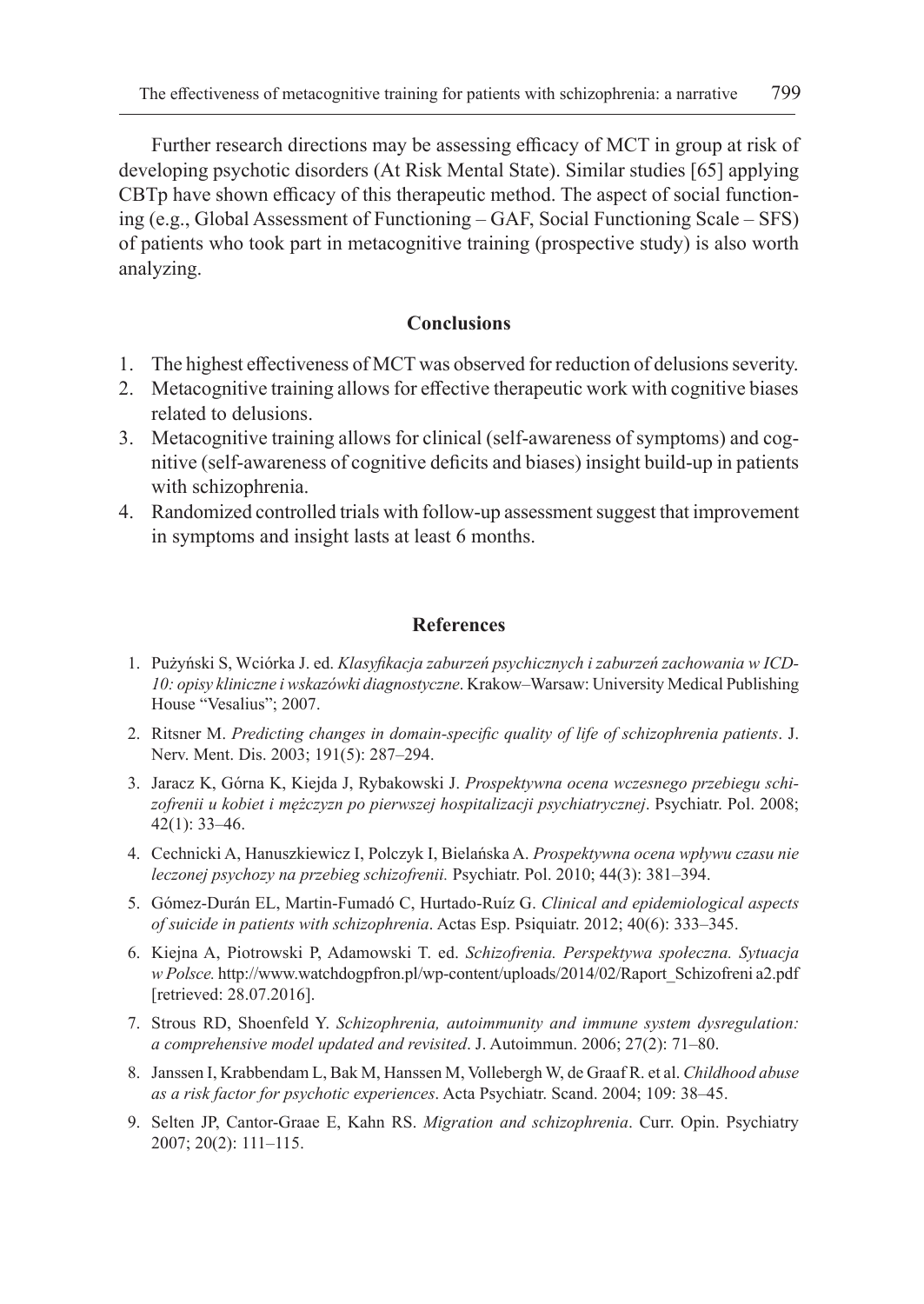Further research directions may be assessing efficacy of MCT in group at risk of developing psychotic disorders (At Risk Mental State). Similar studies [65] applying CBTp have shown efficacy of this therapeutic method. The aspect of social functioning (e.g., Global Assessment of Functioning – GAF, Social Functioning Scale – SFS) of patients who took part in metacognitive training (prospective study) is also worth analyzing.

## Conclusions

1. The highest effectiveness of MCT was observed for reduction of delusions severity.
2. Metacognitive training allows for effective therapeutic work with cognitive biases related to delusions.
3. Metacognitive training allows for clinical (self-awareness of symptoms) and cognitive (self-awareness of cognitive deficits and biases) insight build-up in patients with schizophrenia.
4. Randomized controlled trials with follow-up assessment suggest that improvement in symptoms and insight lasts at least 6 months.

## References

1. Pużyński S, Wciórka J. ed. *Klasyfikacja zaburzeń psychicznych i zaburzeń zachowania w ICD-10: opisy kliniczne i wskazówki diagnostyczne*. Krakow–Warsaw: University Medical Publishing House "Vesalius"; 2007.
2. Ritsner M. *Predicting changes in domain-specific quality of life of schizophrenia patients*. J. Nerv. Ment. Dis. 2003; 191(5): 287–294.
3. Jaracz K, Górna K, Kiejda J, Rybakowski J. *Prospektywna ocena wczesnego przebiegu schizofrenii u kobiet i mężczyzn po pierwszej hospitalizacji psychiatrycznej*. Psychiatr. Pol. 2008; 42(1): 33–46.
4. Cechnicki A, Hanuszkiewicz I, Polczyk I, Bielańska A. *Prospektywna ocena wpływu czasu nie leczonej psychozy na przebieg schizofrenii.* Psychiatr. Pol. 2010; 44(3): 381–394.
5. Gómez-Durán EL, Martin-Fumadó C, Hurtado-Ruíz G. *Clinical and epidemiological aspects of suicide in patients with schizophrenia*. Actas Esp. Psiquiatr. 2012; 40(6): 333–345.
6. Kiejna A, Piotrowski P, Adamowski T. ed. *Schizofrenia. Perspektywa społeczna. Sytuacja w Polsce.* http://www.watchdogpfron.pl/wp-content/uploads/2014/02/Raport_Schizofreni a2.pdf [retrieved: 28.07.2016].
7. Strous RD, Shoenfeld Y. *Schizophrenia, autoimmunity and immune system dysregulation: a comprehensive model updated and revisited*. J. Autoimmun. 2006; 27(2): 71–80.
8. Janssen I, Krabbendam L, Bak M, Hanssen M, Vollebergh W, de Graaf R. et al. *Childhood abuse as a risk factor for psychotic experiences*. Acta Psychiatr. Scand. 2004; 109: 38–45.
9. Selten JP, Cantor-Graae E, Kahn RS. *Migration and schizophrenia*. Curr. Opin. Psychiatry 2007; 20(2): 111–115.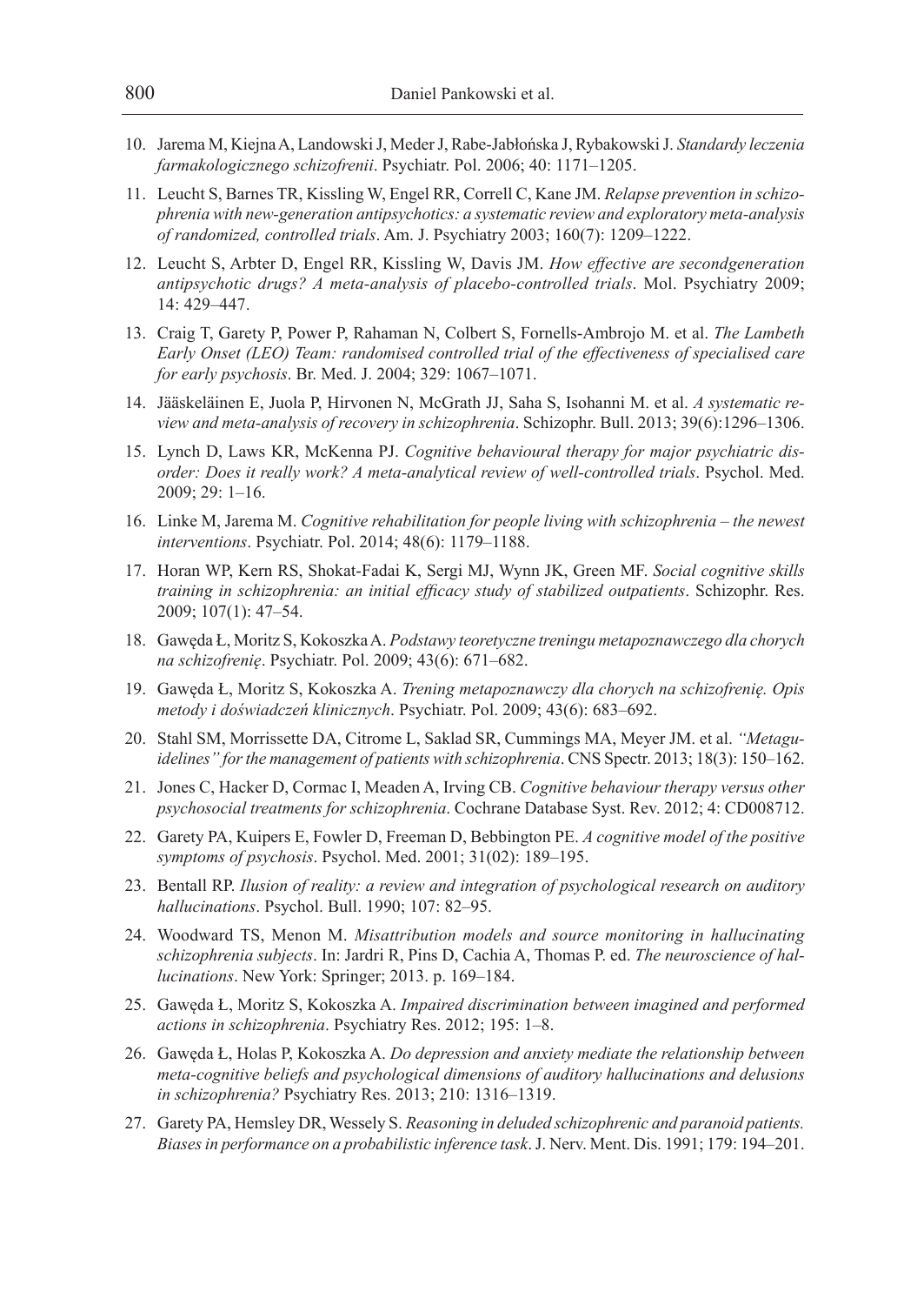10. Jarema M, Kiejna A, Landowski J, Meder J, Rabe-Jabłońska J, Rybakowski J. *Standardy leczenia farmakologicznego schizofrenii*. Psychiatr. Pol. 2006; 40: 1171–1205.
11. Leucht S, Barnes TR, Kissling W, Engel RR, Correll C, Kane JM. *Relapse prevention in schizophrenia with new-generation antipsychotics: a systematic review and exploratory meta-analysis of randomized, controlled trials*. Am. J. Psychiatry 2003; 160(7): 1209–1222.
12. Leucht S, Arbter D, Engel RR, Kissling W, Davis JM. *How effective are secondgeneration antipsychotic drugs? A meta-analysis of placebo-controlled trials*. Mol. Psychiatry 2009; 14: 429–447.
13. Craig T, Garety P, Power P, Rahaman N, Colbert S, Fornells-Ambrojo M. et al. *The Lambeth Early Onset (LEO) Team: randomised controlled trial of the effectiveness of specialised care for early psychosis*. Br. Med. J. 2004; 329: 1067–1071.
14. Jääskeläinen E, Juola P, Hirvonen N, McGrath JJ, Saha S, Isohanni M. et al. *A systematic review and meta-analysis of recovery in schizophrenia*. Schizophr. Bull. 2013; 39(6):1296–1306.
15. Lynch D, Laws KR, McKenna PJ. *Cognitive behavioural therapy for major psychiatric disorder: Does it really work? A meta-analytical review of well-controlled trials*. Psychol. Med. 2009; 29: 1–16.
16. Linke M, Jarema M. *Cognitive rehabilitation for people living with schizophrenia – the newest interventions*. Psychiatr. Pol. 2014; 48(6): 1179–1188.
17. Horan WP, Kern RS, Shokat-Fadai K, Sergi MJ, Wynn JK, Green MF. *Social cognitive skills training in schizophrenia: an initial efficacy study of stabilized outpatients*. Schizophr. Res. 2009; 107(1): 47–54.
18. Gawęda Ł, Moritz S, Kokoszka A. *Podstawy teoretyczne treningu metapoznawczego dla chorych na schizofrenię*. Psychiatr. Pol. 2009; 43(6): 671–682.
19. Gawęda Ł, Moritz S, Kokoszka A. *Trening metapoznawczy dla chorych na schizofrenię. Opis metody i doświadczeń klinicznych*. Psychiatr. Pol. 2009; 43(6): 683–692.
20. Stahl SM, Morrissette DA, Citrome L, Saklad SR, Cummings MA, Meyer JM. et al. *"Metaguidelines" for the management of patients with schizophrenia*. CNS Spectr. 2013; 18(3): 150–162.
21. Jones C, Hacker D, Cormac I, Meaden A, Irving CB. *Cognitive behaviour therapy versus other psychosocial treatments for schizophrenia*. Cochrane Database Syst. Rev. 2012; 4: CD008712.
22. Garety PA, Kuipers E, Fowler D, Freeman D, Bebbington PE. *A cognitive model of the positive symptoms of psychosis*. Psychol. Med. 2001; 31(02): 189–195.
23. Bentall RP. *Ilusion of reality: a review and integration of psychological research on auditory hallucinations*. Psychol. Bull. 1990; 107: 82–95.
24. Woodward TS, Menon M. *Misattribution models and source monitoring in hallucinating schizophrenia subjects*. In: Jardri R, Pins D, Cachia A, Thomas P. ed. *The neuroscience of hallucinations*. New York: Springer; 2013. p. 169–184.
25. Gawęda Ł, Moritz S, Kokoszka A. *Impaired discrimination between imagined and performed actions in schizophrenia*. Psychiatry Res. 2012; 195: 1–8.
26. Gawęda Ł, Holas P, Kokoszka A. *Do depression and anxiety mediate the relationship between meta-cognitive beliefs and psychological dimensions of auditory hallucinations and delusions in schizophrenia?* Psychiatry Res. 2013; 210: 1316–1319.
27. Garety PA, Hemsley DR, Wessely S. *Reasoning in deluded schizophrenic and paranoid patients. Biases in performance on a probabilistic inference task*. J. Nerv. Ment. Dis. 1991; 179: 194–201.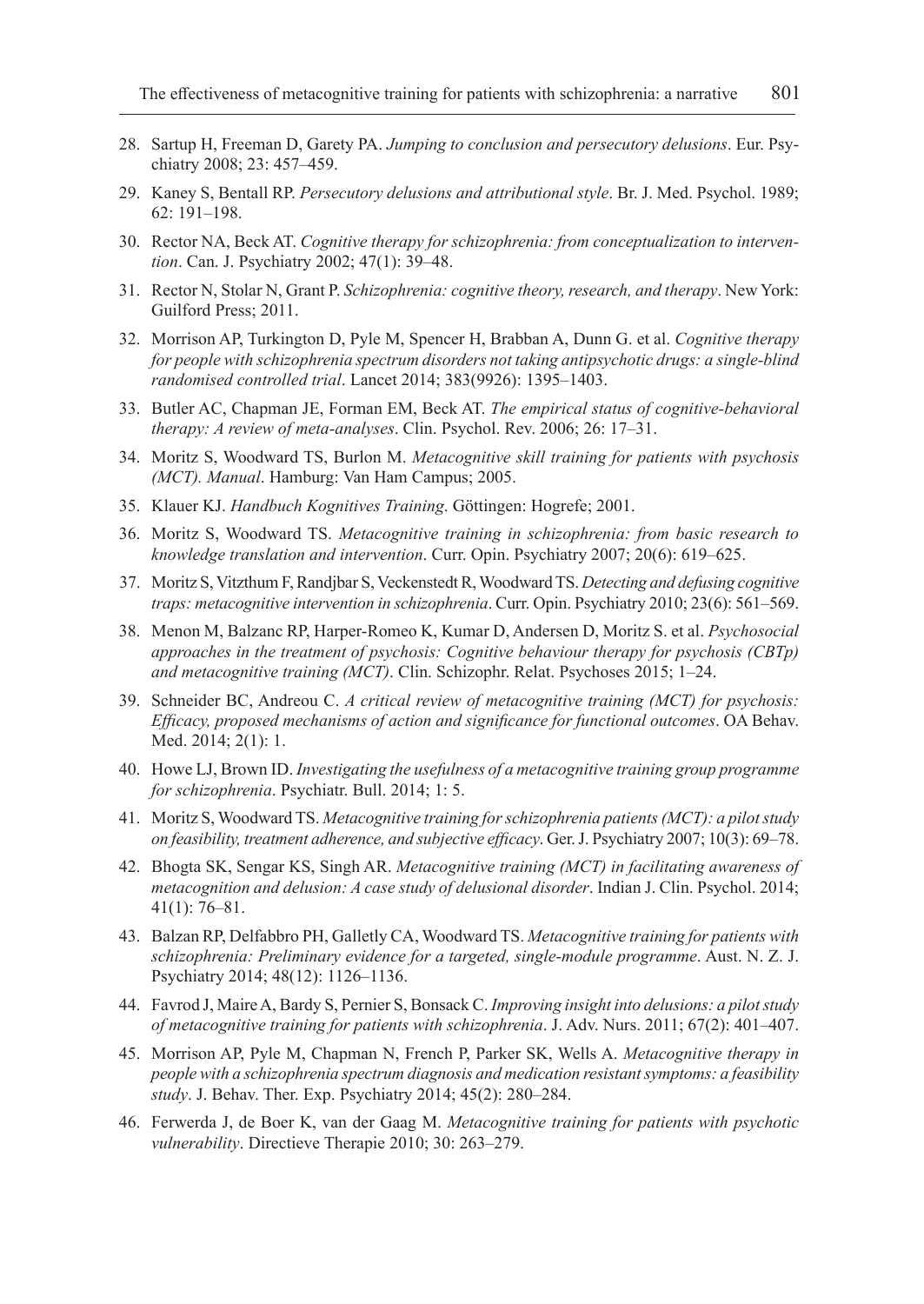28. Sartup H, Freeman D, Garety PA. *Jumping to conclusion and persecutory delusions*. Eur. Psychiatry 2008; 23: 457–459.
29. Kaney S, Bentall RP. *Persecutory delusions and attributional style*. Br. J. Med. Psychol. 1989; 62: 191–198.
30. Rector NA, Beck AT. *Cognitive therapy for schizophrenia: from conceptualization to intervention*. Can. J. Psychiatry 2002; 47(1): 39–48.
31. Rector N, Stolar N, Grant P. *Schizophrenia: cognitive theory, research, and therapy*. New York: Guilford Press; 2011.
32. Morrison AP, Turkington D, Pyle M, Spencer H, Brabban A, Dunn G. et al. *Cognitive therapy for people with schizophrenia spectrum disorders not taking antipsychotic drugs: a single-blind randomised controlled trial*. Lancet 2014; 383(9926): 1395–1403.
33. Butler AC, Chapman JE, Forman EM, Beck AT. *The empirical status of cognitive-behavioral therapy: A review of meta-analyses*. Clin. Psychol. Rev. 2006; 26: 17–31.
34. Moritz S, Woodward TS, Burlon M. *Metacognitive skill training for patients with psychosis (MCT). Manual*. Hamburg: Van Ham Campus; 2005.
35. Klauer KJ. *Handbuch Kognitives Training*. Göttingen: Hogrefe; 2001.
36. Moritz S, Woodward TS. *Metacognitive training in schizophrenia: from basic research to knowledge translation and intervention*. Curr. Opin. Psychiatry 2007; 20(6): 619–625.
37. Moritz S, Vitzthum F, Randjbar S, Veckenstedt R, Woodward TS. *Detecting and defusing cognitive traps: metacognitive intervention in schizophrenia*. Curr. Opin. Psychiatry 2010; 23(6): 561–569.
38. Menon M, Balzanc RP, Harper-Romeo K, Kumar D, Andersen D, Moritz S. et al. *Psychosocial approaches in the treatment of psychosis: Cognitive behaviour therapy for psychosis (CBTp) and metacognitive training (MCT)*. Clin. Schizophr. Relat. Psychoses 2015; 1–24.
39. Schneider BC, Andreou C. *A critical review of metacognitive training (MCT) for psychosis: Efficacy, proposed mechanisms of action and significance for functional outcomes*. OA Behav. Med. 2014; 2(1): 1.
40. Howe LJ, Brown ID. *Investigating the usefulness of a metacognitive training group programme for schizophrenia*. Psychiatr. Bull. 2014; 1: 5.
41. Moritz S, Woodward TS. *Metacognitive training for schizophrenia patients (MCT): a pilot study on feasibility, treatment adherence, and subjective efficacy*. Ger. J. Psychiatry 2007; 10(3): 69–78.
42. Bhogta SK, Sengar KS, Singh AR. *Metacognitive training (MCT) in facilitating awareness of metacognition and delusion: A case study of delusional disorder*. Indian J. Clin. Psychol. 2014; 41(1): 76–81.
43. Balzan RP, Delfabbro PH, Galletly CA, Woodward TS. *Metacognitive training for patients with schizophrenia: Preliminary evidence for a targeted, single-module programme*. Aust. N. Z. J. Psychiatry 2014; 48(12): 1126–1136.
44. Favrod J, Maire A, Bardy S, Pernier S, Bonsack C. *Improving insight into delusions: a pilot study of metacognitive training for patients with schizophrenia*. J. Adv. Nurs. 2011; 67(2): 401–407.
45. Morrison AP, Pyle M, Chapman N, French P, Parker SK, Wells A. *Metacognitive therapy in people with a schizophrenia spectrum diagnosis and medication resistant symptoms: a feasibility study*. J. Behav. Ther. Exp. Psychiatry 2014; 45(2): 280–284.
46. Ferwerda J, de Boer K, van der Gaag M. *Metacognitive training for patients with psychotic vulnerability*. Directieve Therapie 2010; 30: 263–279.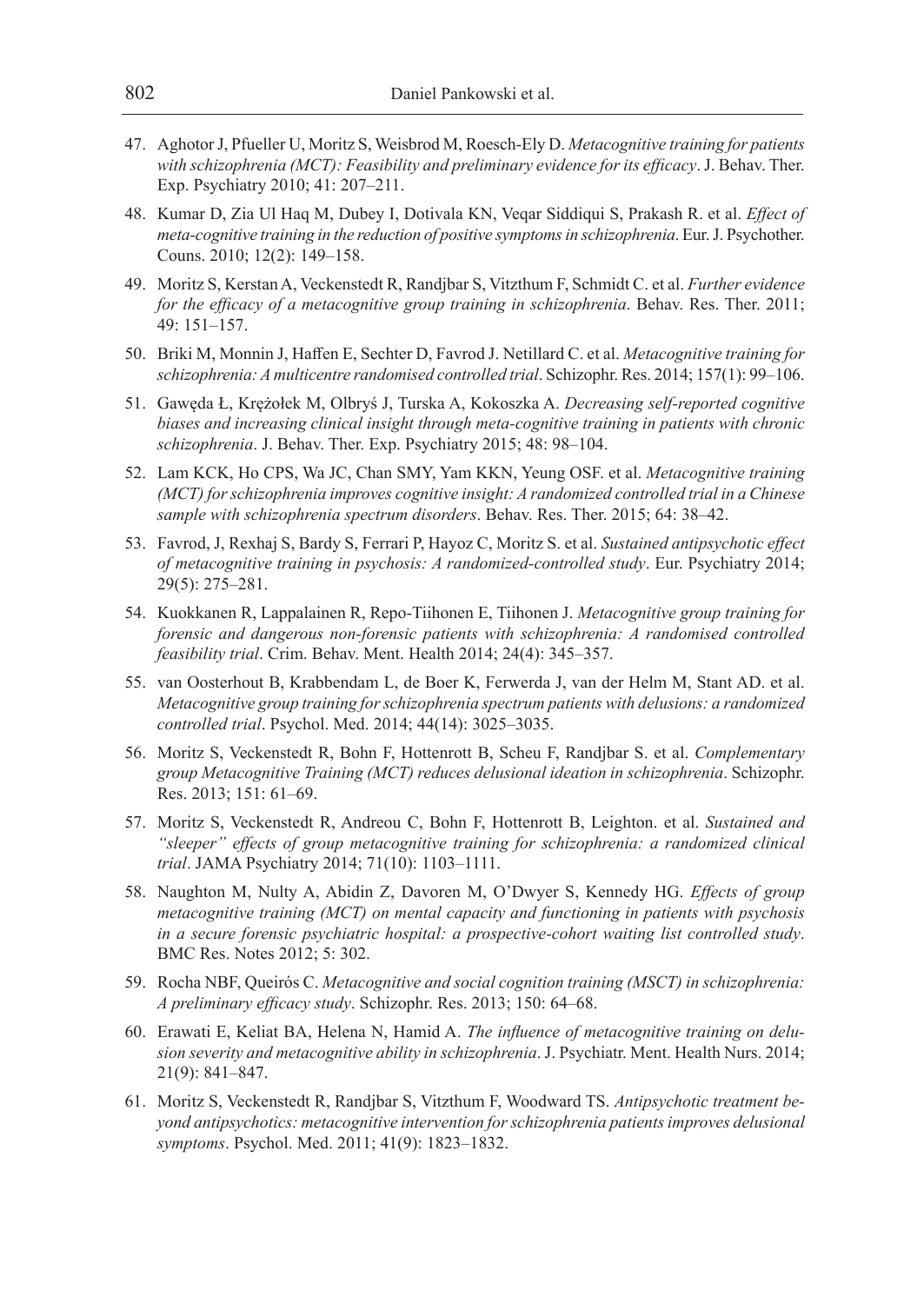47. Aghotor J, Pfueller U, Moritz S, Weisbrod M, Roesch-Ely D. *Metacognitive training for patients with schizophrenia (MCT): Feasibility and preliminary evidence for its efficacy*. J. Behav. Ther. Exp. Psychiatry 2010; 41: 207–211.

48. Kumar D, Zia Ul Haq M, Dubey I, Dotivala KN, Veqar Siddiqui S, Prakash R. et al. *Effect of meta-cognitive training in the reduction of positive symptoms in schizophrenia*. Eur. J. Psychother. Couns. 2010; 12(2): 149–158.

49. Moritz S, Kerstan A, Veckenstedt R, Randjbar S, Vitzthum F, Schmidt C. et al. *Further evidence for the efficacy of a metacognitive group training in schizophrenia*. Behav. Res. Ther. 2011; 49: 151–157.

50. Briki M, Monnin J, Haffen E, Sechter D, Favrod J. Netillard C. et al. *Metacognitive training for schizophrenia: A multicentre randomised controlled trial*. Schizophr. Res. 2014; 157(1): 99–106.

51. Gawęda Ł, Krężołek M, Olbryś J, Turska A, Kokoszka A. *Decreasing self-reported cognitive biases and increasing clinical insight through meta-cognitive training in patients with chronic schizophrenia*. J. Behav. Ther. Exp. Psychiatry 2015; 48: 98–104.

52. Lam KCK, Ho CPS, Wa JC, Chan SMY, Yam KKN, Yeung OSF. et al. *Metacognitive training (MCT) for schizophrenia improves cognitive insight: A randomized controlled trial in a Chinese sample with schizophrenia spectrum disorders*. Behav. Res. Ther. 2015; 64: 38–42.

53. Favrod, J, Rexhaj S, Bardy S, Ferrari P, Hayoz C, Moritz S. et al. *Sustained antipsychotic effect of metacognitive training in psychosis: A randomized-controlled study*. Eur. Psychiatry 2014; 29(5): 275–281.

54. Kuokkanen R, Lappalainen R, Repo-Tiihonen E, Tiihonen J. *Metacognitive group training for forensic and dangerous non-forensic patients with schizophrenia: A randomised controlled feasibility trial*. Crim. Behav. Ment. Health 2014; 24(4): 345–357.

55. van Oosterhout B, Krabbendam L, de Boer K, Ferwerda J, van der Helm M, Stant AD. et al. *Metacognitive group training for schizophrenia spectrum patients with delusions: a randomized controlled trial*. Psychol. Med. 2014; 44(14): 3025–3035.

56. Moritz S, Veckenstedt R, Bohn F, Hottenrott B, Scheu F, Randjbar S. et al. *Complementary group Metacognitive Training (MCT) reduces delusional ideation in schizophrenia*. Schizophr. Res. 2013; 151: 61–69.

57. Moritz S, Veckenstedt R, Andreou C, Bohn F, Hottenrott B, Leighton. et al. *Sustained and "sleeper" effects of group metacognitive training for schizophrenia: a randomized clinical trial*. JAMA Psychiatry 2014; 71(10): 1103–1111.

58. Naughton M, Nulty A, Abidin Z, Davoren M, O'Dwyer S, Kennedy HG. *Effects of group metacognitive training (MCT) on mental capacity and functioning in patients with psychosis in a secure forensic psychiatric hospital: a prospective-cohort waiting list controlled study*. BMC Res. Notes 2012; 5: 302.

59. Rocha NBF, Queirós C. *Metacognitive and social cognition training (MSCT) in schizophrenia: A preliminary efficacy study*. Schizophr. Res. 2013; 150: 64–68.

60. Erawati E, Keliat BA, Helena N, Hamid A. *The influence of metacognitive training on delusion severity and metacognitive ability in schizophrenia*. J. Psychiatr. Ment. Health Nurs. 2014; 21(9): 841–847.

61. Moritz S, Veckenstedt R, Randjbar S, Vitzthum F, Woodward TS. *Antipsychotic treatment beyond antipsychotics: metacognitive intervention for schizophrenia patients improves delusional symptoms*. Psychol. Med. 2011; 41(9): 1823–1832.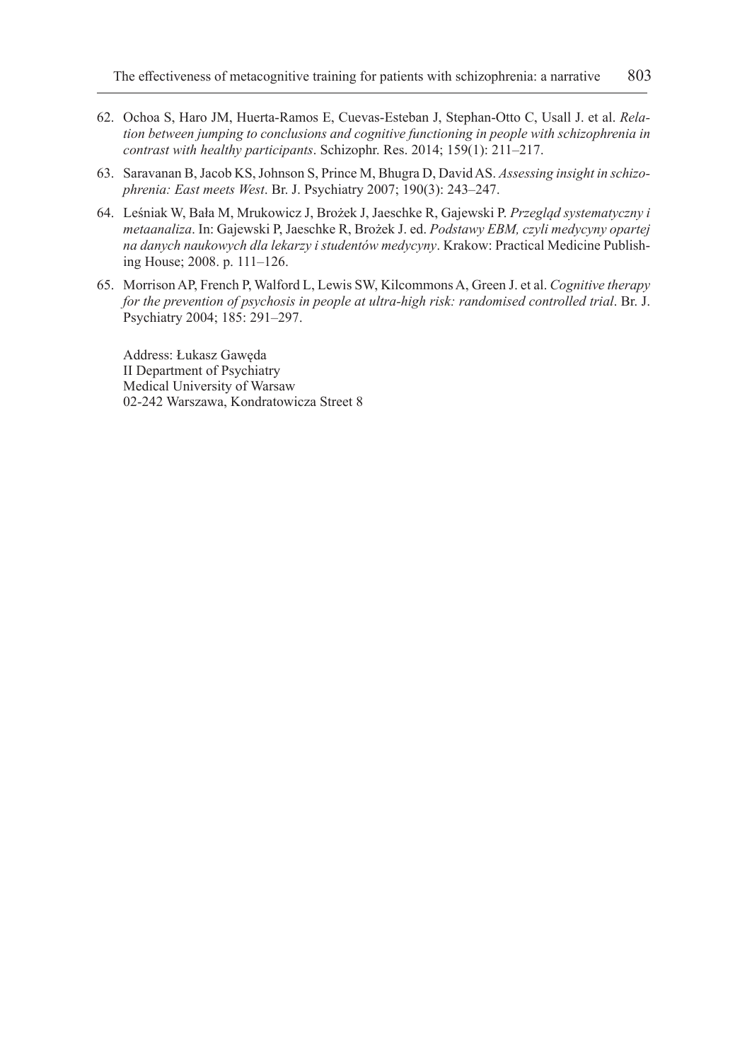62. Ochoa S, Haro JM, Huerta-Ramos E, Cuevas-Esteban J, Stephan-Otto C, Usall J. et al. *Relation between jumping to conclusions and cognitive functioning in people with schizophrenia in contrast with healthy participants*. Schizophr. Res. 2014; 159(1): 211–217.

63. Saravanan B, Jacob KS, Johnson S, Prince M, Bhugra D, David AS. *Assessing insight in schizophrenia: East meets West*. Br. J. Psychiatry 2007; 190(3): 243–247.

64. Leśniak W, Bała M, Mrukowicz J, Brożek J, Jaeschke R, Gajewski P. *Przegląd systematyczny i metaanaliza*. In: Gajewski P, Jaeschke R, Brożek J. ed. *Podstawy EBM, czyli medycyny opartej na danych naukowych dla lekarzy i studentów medycyny*. Krakow: Practical Medicine Publishing House; 2008. p. 111–126.

65. Morrison AP, French P, Walford L, Lewis SW, Kilcommons A, Green J. et al. *Cognitive therapy for the prevention of psychosis in people at ultra-high risk: randomised controlled trial*. Br. J. Psychiatry 2004; 185: 291–297.

Address: Łukasz Gawęda
II Department of Psychiatry
Medical University of Warsaw
02-242 Warszawa, Kondratowicza Street 8